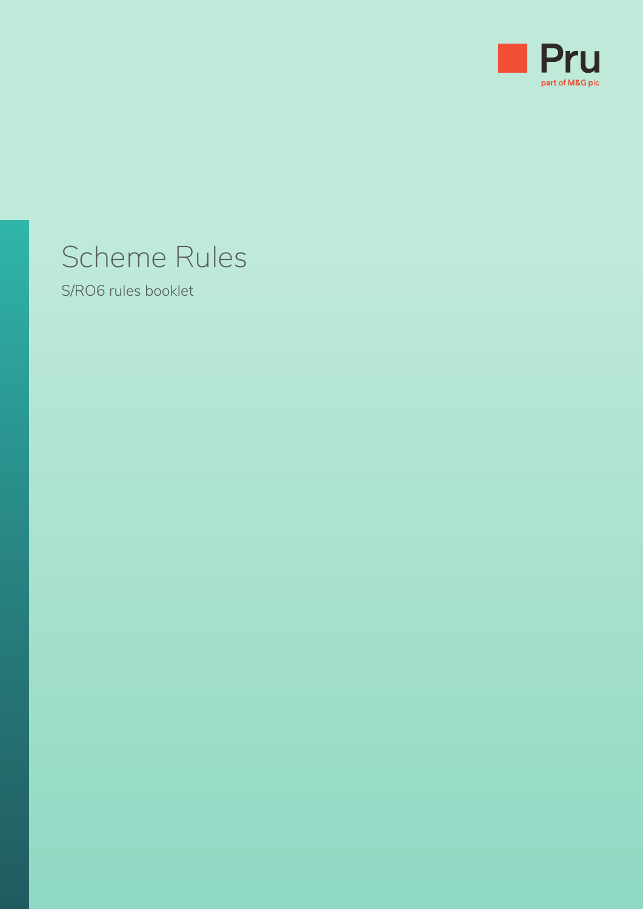Pru

part of M&G plc

# Scheme Rules

S/RO6 rules booklet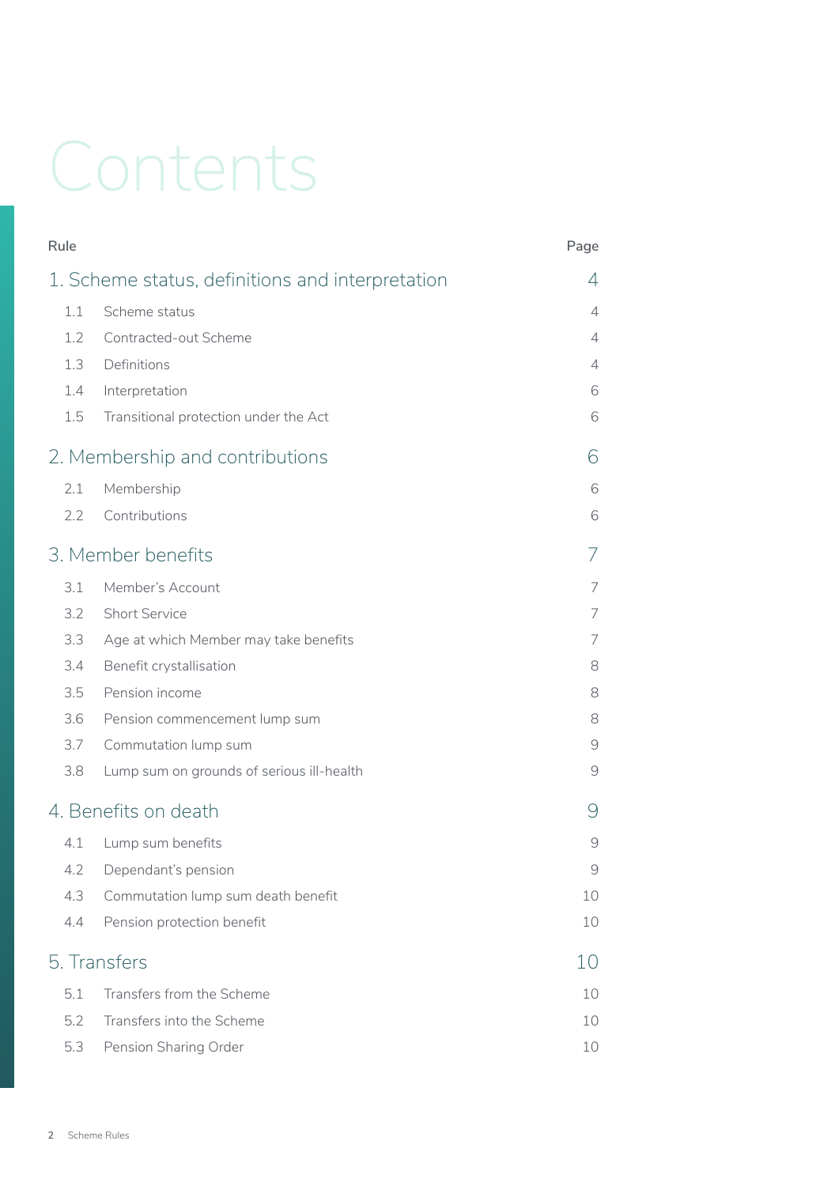# Contents

| Rule | | Page |
|---|---|---|
| **1. Scheme status, definitions and interpretation** | | **4** |
| 1.1 | Scheme status | 4 |
| 1.2 | Contracted-out Scheme | 4 |
| 1.3 | Definitions | 4 |
| 1.4 | Interpretation | 6 |
| 1.5 | Transitional protection under the Act | 6 |
| **2. Membership and contributions** | | **6** |
| 2.1 | Membership | 6 |
| 2.2 | Contributions | 6 |
| **3. Member benefits** | | **7** |
| 3.1 | Member's Account | 7 |
| 3.2 | Short Service | 7 |
| 3.3 | Age at which Member may take benefits | 7 |
| 3.4 | Benefit crystallisation | 8 |
| 3.5 | Pension income | 8 |
| 3.6 | Pension commencement lump sum | 8 |
| 3.7 | Commutation lump sum | 9 |
| 3.8 | Lump sum on grounds of serious ill-health | 9 |
| **4. Benefits on death** | | **9** |
| 4.1 | Lump sum benefits | 9 |
| 4.2 | Dependant's pension | 9 |
| 4.3 | Commutation lump sum death benefit | 10 |
| 4.4 | Pension protection benefit | 10 |
| **5. Transfers** | | **10** |
| 5.1 | Transfers from the Scheme | 10 |
| 5.2 | Transfers into the Scheme | 10 |
| 5.3 | Pension Sharing Order | 10 |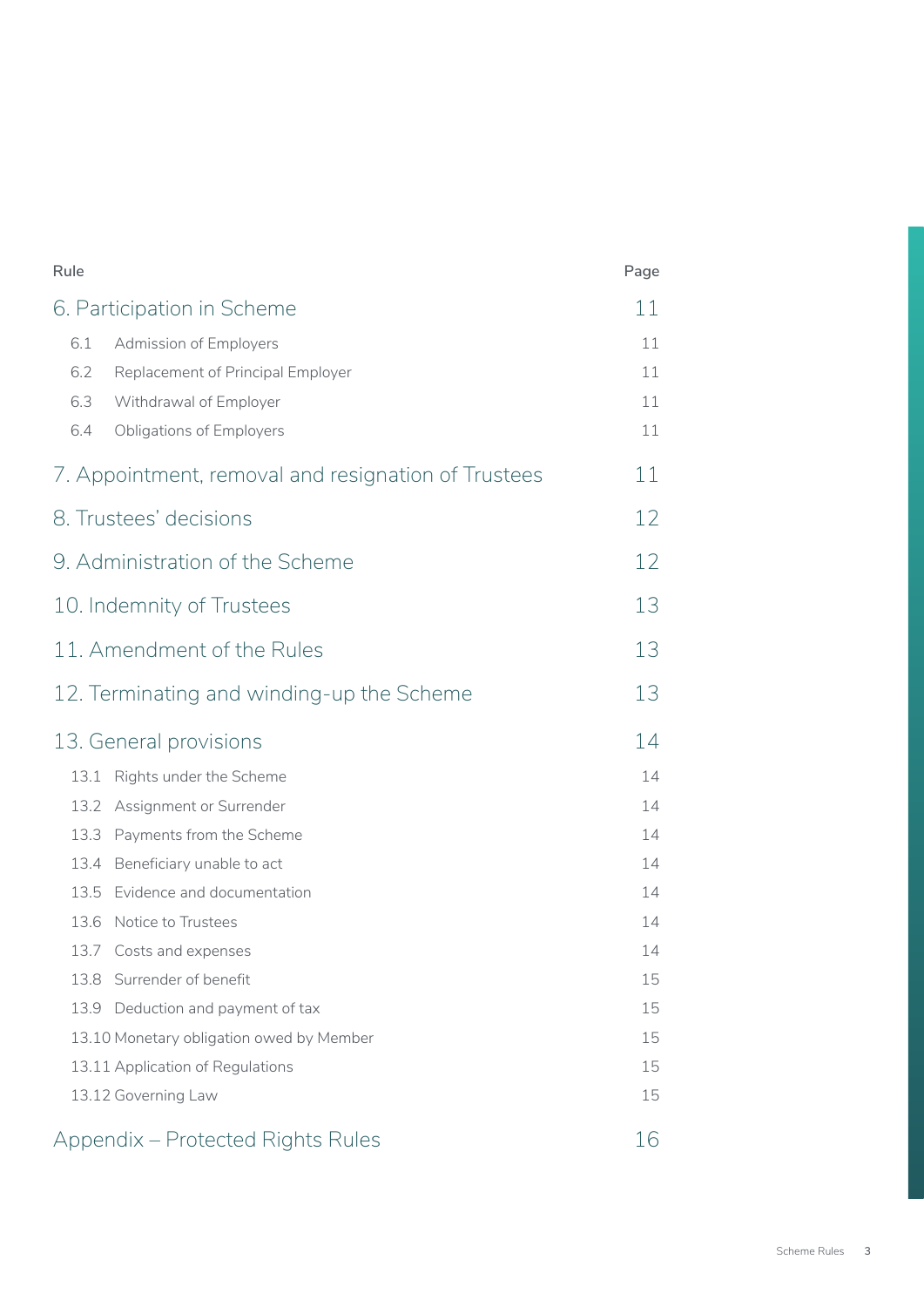| Rule | Page |
| --- | --- |
| **6. Participation in Scheme** | **11** |
| 6.1 Admission of Employers | 11 |
| 6.2 Replacement of Principal Employer | 11 |
| 6.3 Withdrawal of Employer | 11 |
| 6.4 Obligations of Employers | 11 |
| **7. Appointment, removal and resignation of Trustees** | **11** |
| **8. Trustees' decisions** | **12** |
| **9. Administration of the Scheme** | **12** |
| **10. Indemnity of Trustees** | **13** |
| **11. Amendment of the Rules** | **13** |
| **12. Terminating and winding-up the Scheme** | **13** |
| **13. General provisions** | **14** |
| 13.1 Rights under the Scheme | 14 |
| 13.2 Assignment or Surrender | 14 |
| 13.3 Payments from the Scheme | 14 |
| 13.4 Beneficiary unable to act | 14 |
| 13.5 Evidence and documentation | 14 |
| 13.6 Notice to Trustees | 14 |
| 13.7 Costs and expenses | 14 |
| 13.8 Surrender of benefit | 15 |
| 13.9 Deduction and payment of tax | 15 |
| 13.10 Monetary obligation owed by Member | 15 |
| 13.11 Application of Regulations | 15 |
| 13.12 Governing Law | 15 |
| **Appendix – Protected Rights Rules** | **16** |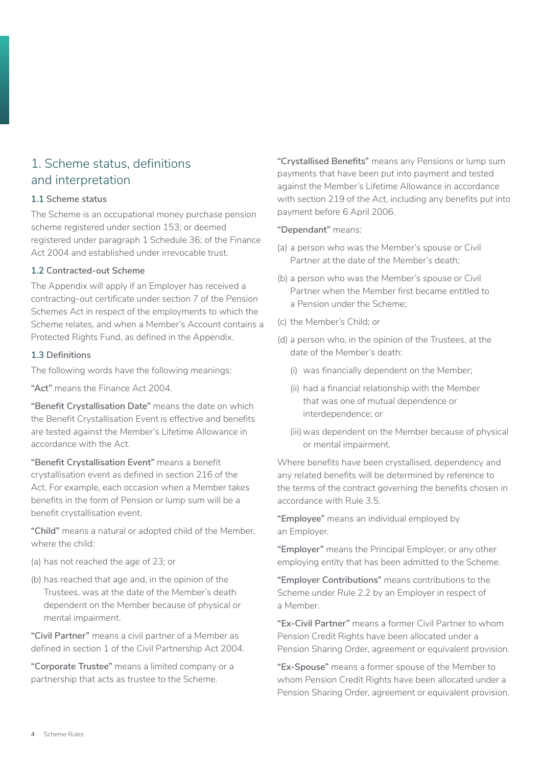# 1. Scheme status, definitions and interpretation

### 1.1 Scheme status

The Scheme is an occupational money purchase pension scheme registered under section 153; or deemed registered under paragraph 1 Schedule 36; of the Finance Act 2004 and established under irrevocable trust.

### 1.2 Contracted-out Scheme

The Appendix will apply if an Employer has received a contracting-out certificate under section 7 of the Pension Schemes Act in respect of the employments to which the Scheme relates, and when a Member's Account contains a Protected Rights Fund, as defined in the Appendix.

### 1.3 Definitions

The following words have the following meanings:

**"Act"** means the Finance Act 2004.

**"Benefit Crystallisation Date"** means the date on which the Benefit Crystallisation Event is effective and benefits are tested against the Member's Lifetime Allowance in accordance with the Act.

**"Benefit Crystallisation Event"** means a benefit crystallisation event as defined in section 216 of the Act. For example, each occasion when a Member takes benefits in the form of Pension or lump sum will be a benefit crystallisation event.

**"Child"** means a natural or adopted child of the Member, where the child:

(a) has not reached the age of 23; or

(b) has reached that age and, in the opinion of the Trustees, was at the date of the Member's death dependent on the Member because of physical or mental impairment.

**"Civil Partner"** means a civil partner of a Member as defined in section 1 of the Civil Partnership Act 2004.

**"Corporate Trustee"** means a limited company or a partnership that acts as trustee to the Scheme.

**"Crystallised Benefits"** means any Pensions or lump sum payments that have been put into payment and tested against the Member's Lifetime Allowance in accordance with section 219 of the Act, including any benefits put into payment before 6 April 2006.

**"Dependant"** means:

(a) a person who was the Member's spouse or Civil Partner at the date of the Member's death;

(b) a person who was the Member's spouse or Civil Partner when the Member first became entitled to a Pension under the Scheme;

(c) the Member's Child; or

(d) a person who, in the opinion of the Trustees, at the date of the Member's death:

   (i) was financially dependent on the Member;

   (ii) had a financial relationship with the Member that was one of mutual dependence or interdependence; or

   (iii) was dependent on the Member because of physical or mental impairment.

Where benefits have been crystallised, dependency and any related benefits will be determined by reference to the terms of the contract governing the benefits chosen in accordance with Rule 3.5.

**"Employee"** means an individual employed by an Employer.

**"Employer"** means the Principal Employer, or any other employing entity that has been admitted to the Scheme.

**"Employer Contributions"** means contributions to the Scheme under Rule 2.2 by an Employer in respect of a Member.

**"Ex-Civil Partner"** means a former Civil Partner to whom Pension Credit Rights have been allocated under a Pension Sharing Order, agreement or equivalent provision.

**"Ex-Spouse"** means a former spouse of the Member to whom Pension Credit Rights have been allocated under a Pension Sharing Order, agreement or equivalent provision.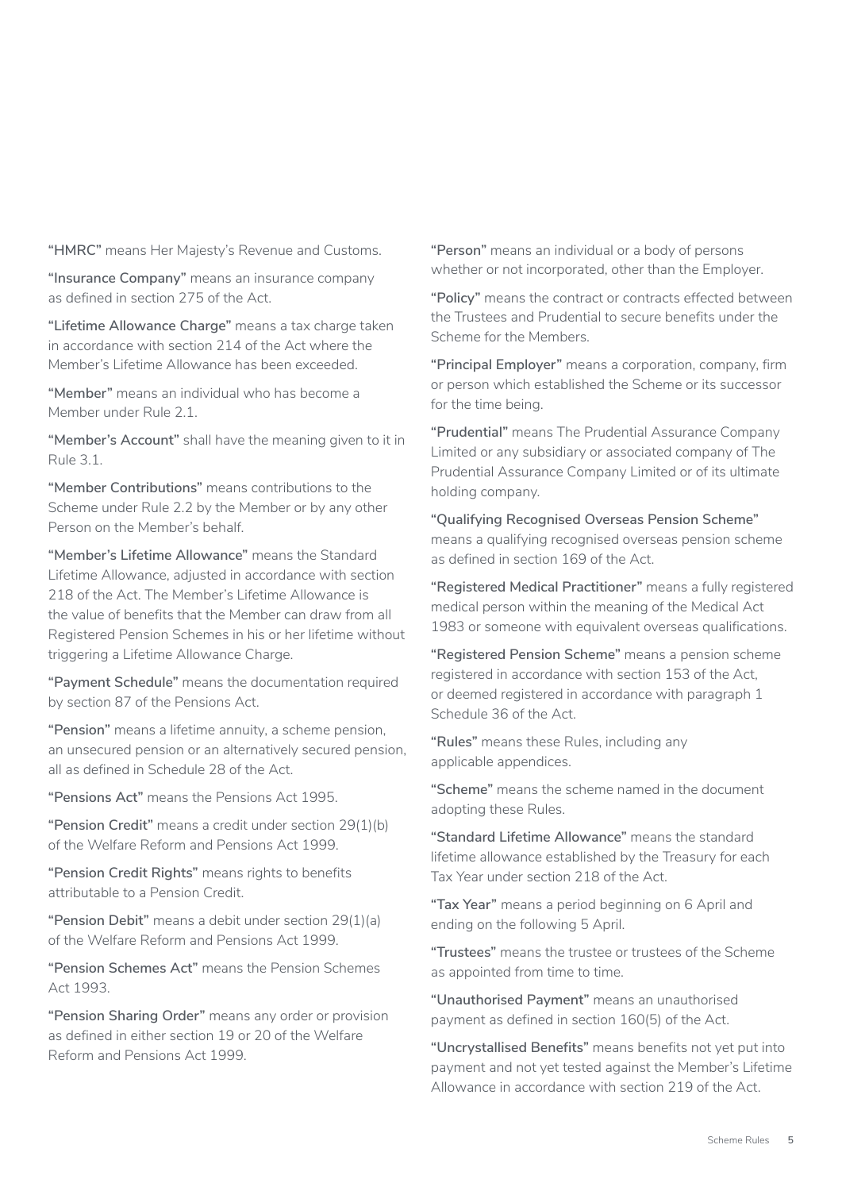**"HMRC"** means Her Majesty's Revenue and Customs.

**"Insurance Company"** means an insurance company as defined in section 275 of the Act.

**"Lifetime Allowance Charge"** means a tax charge taken in accordance with section 214 of the Act where the Member's Lifetime Allowance has been exceeded.

**"Member"** means an individual who has become a Member under Rule 2.1.

**"Member's Account"** shall have the meaning given to it in Rule 3.1.

**"Member Contributions"** means contributions to the Scheme under Rule 2.2 by the Member or by any other Person on the Member's behalf.

**"Member's Lifetime Allowance"** means the Standard Lifetime Allowance, adjusted in accordance with section 218 of the Act. The Member's Lifetime Allowance is the value of benefits that the Member can draw from all Registered Pension Schemes in his or her lifetime without triggering a Lifetime Allowance Charge.

**"Payment Schedule"** means the documentation required by section 87 of the Pensions Act.

**"Pension"** means a lifetime annuity, a scheme pension, an unsecured pension or an alternatively secured pension, all as defined in Schedule 28 of the Act.

**"Pensions Act"** means the Pensions Act 1995.

**"Pension Credit"** means a credit under section 29(1)(b) of the Welfare Reform and Pensions Act 1999.

**"Pension Credit Rights"** means rights to benefits attributable to a Pension Credit.

**"Pension Debit"** means a debit under section 29(1)(a) of the Welfare Reform and Pensions Act 1999.

**"Pension Schemes Act"** means the Pension Schemes Act 1993.

**"Pension Sharing Order"** means any order or provision as defined in either section 19 or 20 of the Welfare Reform and Pensions Act 1999.

**"Person"** means an individual or a body of persons whether or not incorporated, other than the Employer.

**"Policy"** means the contract or contracts effected between the Trustees and Prudential to secure benefits under the Scheme for the Members.

**"Principal Employer"** means a corporation, company, firm or person which established the Scheme or its successor for the time being.

**"Prudential"** means The Prudential Assurance Company Limited or any subsidiary or associated company of The Prudential Assurance Company Limited or of its ultimate holding company.

**"Qualifying Recognised Overseas Pension Scheme"** means a qualifying recognised overseas pension scheme as defined in section 169 of the Act.

**"Registered Medical Practitioner"** means a fully registered medical person within the meaning of the Medical Act 1983 or someone with equivalent overseas qualifications.

**"Registered Pension Scheme"** means a pension scheme registered in accordance with section 153 of the Act, or deemed registered in accordance with paragraph 1 Schedule 36 of the Act.

**"Rules"** means these Rules, including any applicable appendices.

**"Scheme"** means the scheme named in the document adopting these Rules.

**"Standard Lifetime Allowance"** means the standard lifetime allowance established by the Treasury for each Tax Year under section 218 of the Act.

**"Tax Year"** means a period beginning on 6 April and ending on the following 5 April.

**"Trustees"** means the trustee or trustees of the Scheme as appointed from time to time.

**"Unauthorised Payment"** means an unauthorised payment as defined in section 160(5) of the Act.

**"Uncrystallised Benefits"** means benefits not yet put into payment and not yet tested against the Member's Lifetime Allowance in accordance with section 219 of the Act.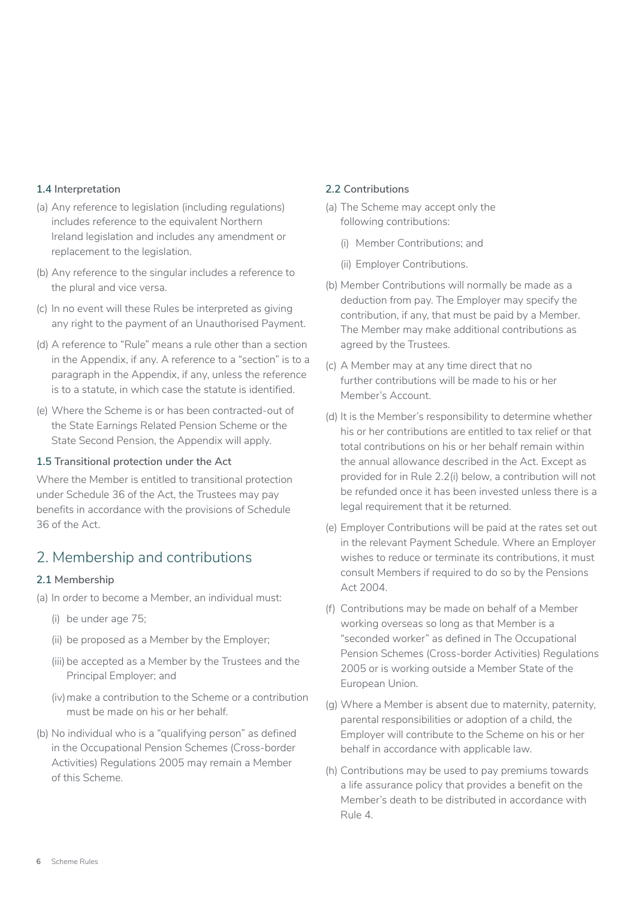### 1.4 Interpretation

(a) Any reference to legislation (including regulations) includes reference to the equivalent Northern Ireland legislation and includes any amendment or replacement to the legislation.

(b) Any reference to the singular includes a reference to the plural and vice versa.

(c) In no event will these Rules be interpreted as giving any right to the payment of an Unauthorised Payment.

(d) A reference to "Rule" means a rule other than a section in the Appendix, if any. A reference to a "section" is to a paragraph in the Appendix, if any, unless the reference is to a statute, in which case the statute is identified.

(e) Where the Scheme is or has been contracted-out of the State Earnings Related Pension Scheme or the State Second Pension, the Appendix will apply.

### 1.5 Transitional protection under the Act

Where the Member is entitled to transitional protection under Schedule 36 of the Act, the Trustees may pay benefits in accordance with the provisions of Schedule 36 of the Act.

## 2. Membership and contributions

### 2.1 Membership

(a) In order to become a Member, an individual must:

(i) be under age 75;

(ii) be proposed as a Member by the Employer;

(iii) be accepted as a Member by the Trustees and the Principal Employer; and

(iv) make a contribution to the Scheme or a contribution must be made on his or her behalf.

(b) No individual who is a "qualifying person" as defined in the Occupational Pension Schemes (Cross-border Activities) Regulations 2005 may remain a Member of this Scheme.

### 2.2 Contributions

(a) The Scheme may accept only the following contributions:

(i) Member Contributions; and

(ii) Employer Contributions.

(b) Member Contributions will normally be made as a deduction from pay. The Employer may specify the contribution, if any, that must be paid by a Member. The Member may make additional contributions as agreed by the Trustees.

(c) A Member may at any time direct that no further contributions will be made to his or her Member's Account.

(d) It is the Member's responsibility to determine whether his or her contributions are entitled to tax relief or that total contributions on his or her behalf remain within the annual allowance described in the Act. Except as provided for in Rule 2.2(i) below, a contribution will not be refunded once it has been invested unless there is a legal requirement that it be returned.

(e) Employer Contributions will be paid at the rates set out in the relevant Payment Schedule. Where an Employer wishes to reduce or terminate its contributions, it must consult Members if required to do so by the Pensions Act 2004.

(f) Contributions may be made on behalf of a Member working overseas so long as that Member is a "seconded worker" as defined in The Occupational Pension Schemes (Cross-border Activities) Regulations 2005 or is working outside a Member State of the European Union.

(g) Where a Member is absent due to maternity, paternity, parental responsibilities or adoption of a child, the Employer will contribute to the Scheme on his or her behalf in accordance with applicable law.

(h) Contributions may be used to pay premiums towards a life assurance policy that provides a benefit on the Member's death to be distributed in accordance with Rule 4.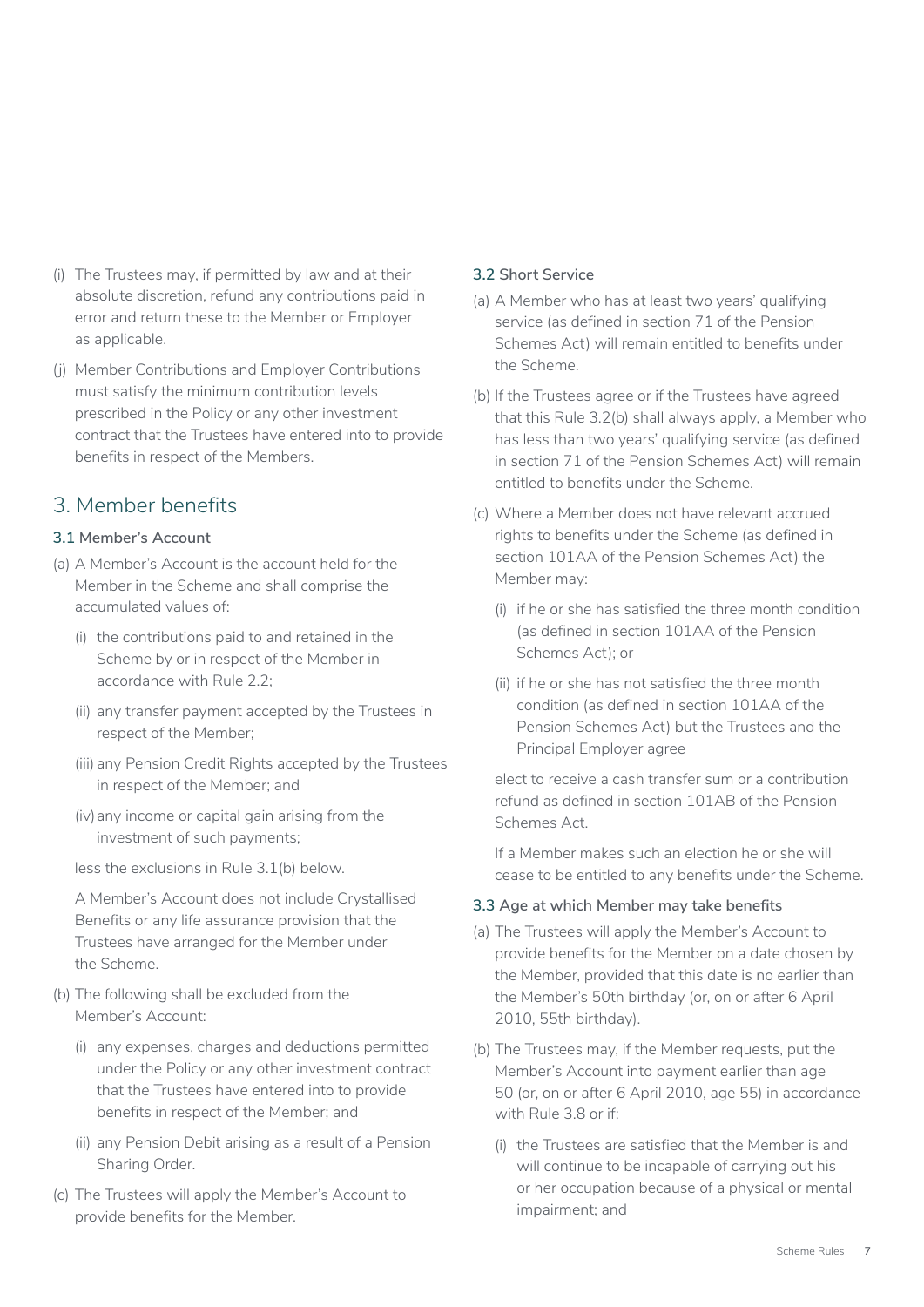(i) The Trustees may, if permitted by law and at their absolute discretion, refund any contributions paid in error and return these to the Member or Employer as applicable.

(j) Member Contributions and Employer Contributions must satisfy the minimum contribution levels prescribed in the Policy or any other investment contract that the Trustees have entered into to provide benefits in respect of the Members.

## 3. Member benefits

### 3.1 Member's Account

(a) A Member's Account is the account held for the Member in the Scheme and shall comprise the accumulated values of:

(i) the contributions paid to and retained in the Scheme by or in respect of the Member in accordance with Rule 2.2;

(ii) any transfer payment accepted by the Trustees in respect of the Member;

(iii) any Pension Credit Rights accepted by the Trustees in respect of the Member; and

(iv) any income or capital gain arising from the investment of such payments;

less the exclusions in Rule 3.1(b) below.

A Member's Account does not include Crystallised Benefits or any life assurance provision that the Trustees have arranged for the Member under the Scheme.

(b) The following shall be excluded from the Member's Account:

(i) any expenses, charges and deductions permitted under the Policy or any other investment contract that the Trustees have entered into to provide benefits in respect of the Member; and

(ii) any Pension Debit arising as a result of a Pension Sharing Order.

(c) The Trustees will apply the Member's Account to provide benefits for the Member.

### 3.2 Short Service

(a) A Member who has at least two years' qualifying service (as defined in section 71 of the Pension Schemes Act) will remain entitled to benefits under the Scheme.

(b) If the Trustees agree or if the Trustees have agreed that this Rule 3.2(b) shall always apply, a Member who has less than two years' qualifying service (as defined in section 71 of the Pension Schemes Act) will remain entitled to benefits under the Scheme.

(c) Where a Member does not have relevant accrued rights to benefits under the Scheme (as defined in section 101AA of the Pension Schemes Act) the Member may:

(i) if he or she has satisfied the three month condition (as defined in section 101AA of the Pension Schemes Act); or

(ii) if he or she has not satisfied the three month condition (as defined in section 101AA of the Pension Schemes Act) but the Trustees and the Principal Employer agree

elect to receive a cash transfer sum or a contribution refund as defined in section 101AB of the Pension Schemes Act.

If a Member makes such an election he or she will cease to be entitled to any benefits under the Scheme.

### 3.3 Age at which Member may take benefits

(a) The Trustees will apply the Member's Account to provide benefits for the Member on a date chosen by the Member, provided that this date is no earlier than the Member's 50th birthday (or, on or after 6 April 2010, 55th birthday).

(b) The Trustees may, if the Member requests, put the Member's Account into payment earlier than age 50 (or, on or after 6 April 2010, age 55) in accordance with Rule 3.8 or if:

(i) the Trustees are satisfied that the Member is and will continue to be incapable of carrying out his or her occupation because of a physical or mental impairment; and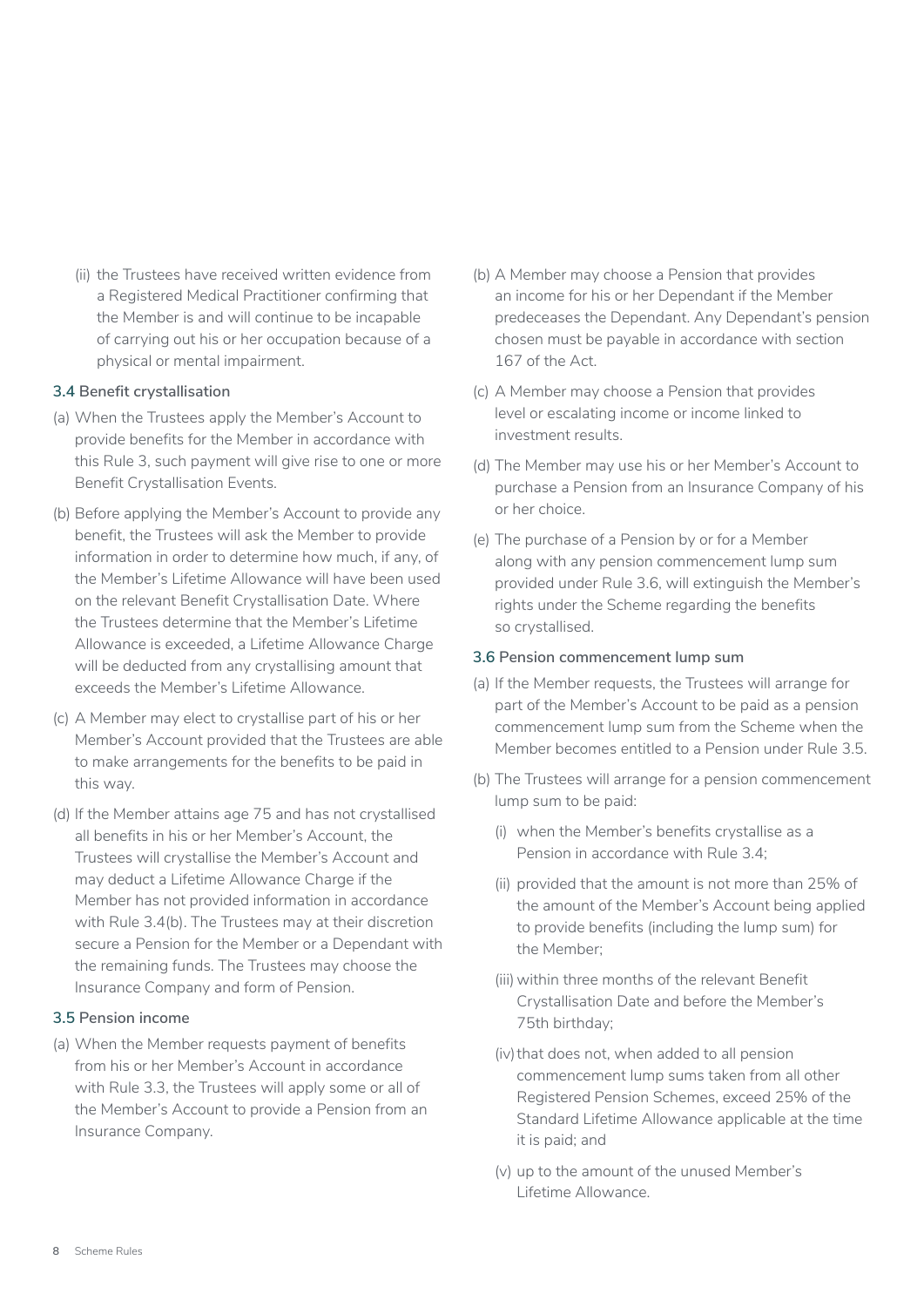(ii) the Trustees have received written evidence from a Registered Medical Practitioner confirming that the Member is and will continue to be incapable of carrying out his or her occupation because of a physical or mental impairment.

### 3.4 Benefit crystallisation

(a) When the Trustees apply the Member's Account to provide benefits for the Member in accordance with this Rule 3, such payment will give rise to one or more Benefit Crystallisation Events.

(b) Before applying the Member's Account to provide any benefit, the Trustees will ask the Member to provide information in order to determine how much, if any, of the Member's Lifetime Allowance will have been used on the relevant Benefit Crystallisation Date. Where the Trustees determine that the Member's Lifetime Allowance is exceeded, a Lifetime Allowance Charge will be deducted from any crystallising amount that exceeds the Member's Lifetime Allowance.

(c) A Member may elect to crystallise part of his or her Member's Account provided that the Trustees are able to make arrangements for the benefits to be paid in this way.

(d) If the Member attains age 75 and has not crystallised all benefits in his or her Member's Account, the Trustees will crystallise the Member's Account and may deduct a Lifetime Allowance Charge if the Member has not provided information in accordance with Rule 3.4(b). The Trustees may at their discretion secure a Pension for the Member or a Dependant with the remaining funds. The Trustees may choose the Insurance Company and form of Pension.

### 3.5 Pension income

(a) When the Member requests payment of benefits from his or her Member's Account in accordance with Rule 3.3, the Trustees will apply some or all of the Member's Account to provide a Pension from an Insurance Company.

(b) A Member may choose a Pension that provides an income for his or her Dependant if the Member predeceases the Dependant. Any Dependant's pension chosen must be payable in accordance with section 167 of the Act.

(c) A Member may choose a Pension that provides level or escalating income or income linked to investment results.

(d) The Member may use his or her Member's Account to purchase a Pension from an Insurance Company of his or her choice.

(e) The purchase of a Pension by or for a Member along with any pension commencement lump sum provided under Rule 3.6, will extinguish the Member's rights under the Scheme regarding the benefits so crystallised.

### 3.6 Pension commencement lump sum

(a) If the Member requests, the Trustees will arrange for part of the Member's Account to be paid as a pension commencement lump sum from the Scheme when the Member becomes entitled to a Pension under Rule 3.5.

(b) The Trustees will arrange for a pension commencement lump sum to be paid:

   (i) when the Member's benefits crystallise as a Pension in accordance with Rule 3.4;

   (ii) provided that the amount is not more than 25% of the amount of the Member's Account being applied to provide benefits (including the lump sum) for the Member;

   (iii) within three months of the relevant Benefit Crystallisation Date and before the Member's 75th birthday;

   (iv) that does not, when added to all pension commencement lump sums taken from all other Registered Pension Schemes, exceed 25% of the Standard Lifetime Allowance applicable at the time it is paid; and

   (v) up to the amount of the unused Member's Lifetime Allowance.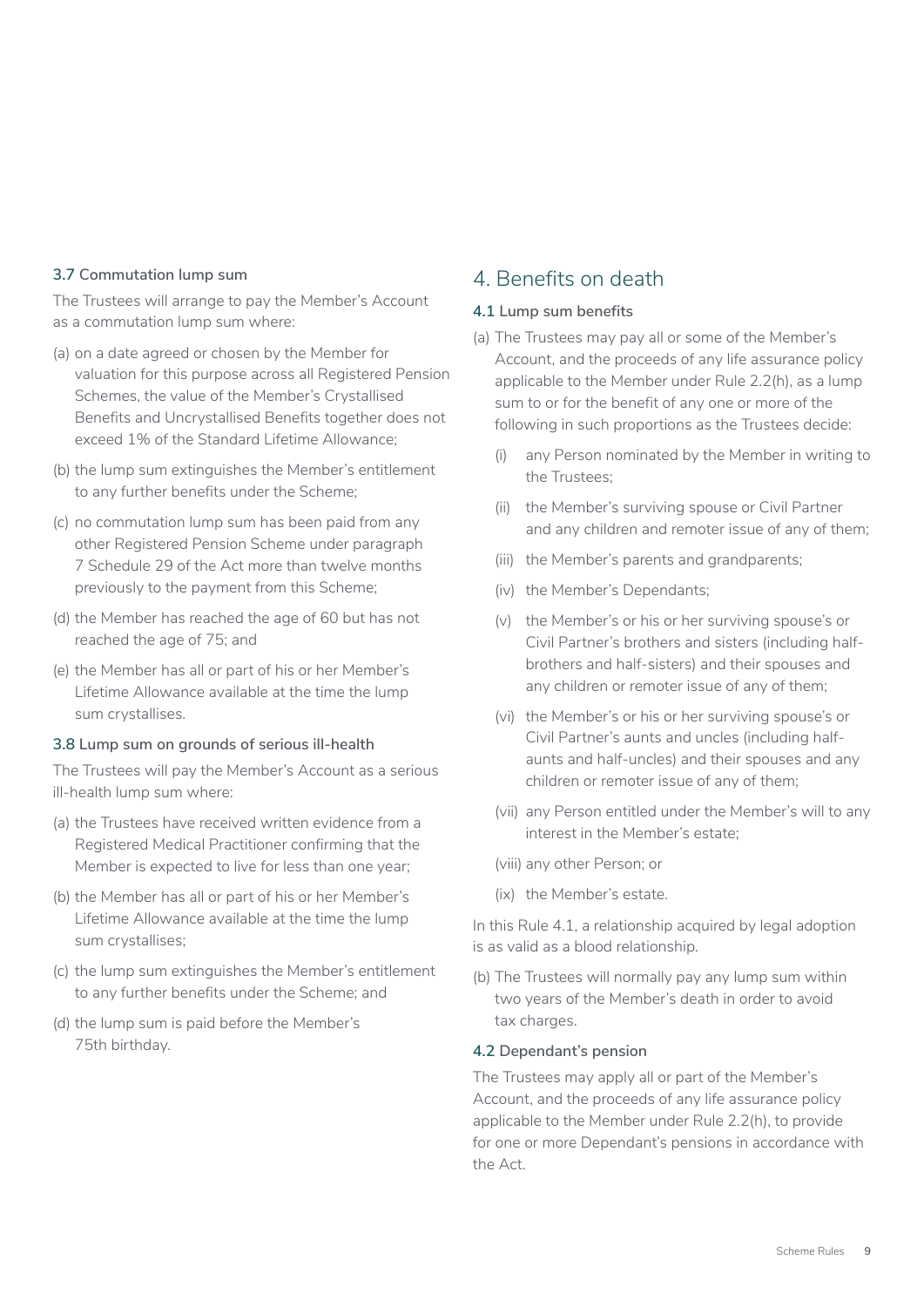### 3.7 Commutation lump sum

The Trustees will arrange to pay the Member's Account as a commutation lump sum where:

(a) on a date agreed or chosen by the Member for valuation for this purpose across all Registered Pension Schemes, the value of the Member's Crystallised Benefits and Uncrystallised Benefits together does not exceed 1% of the Standard Lifetime Allowance;

(b) the lump sum extinguishes the Member's entitlement to any further benefits under the Scheme;

(c) no commutation lump sum has been paid from any other Registered Pension Scheme under paragraph 7 Schedule 29 of the Act more than twelve months previously to the payment from this Scheme;

(d) the Member has reached the age of 60 but has not reached the age of 75; and

(e) the Member has all or part of his or her Member's Lifetime Allowance available at the time the lump sum crystallises.

### 3.8 Lump sum on grounds of serious ill-health

The Trustees will pay the Member's Account as a serious ill-health lump sum where:

(a) the Trustees have received written evidence from a Registered Medical Practitioner confirming that the Member is expected to live for less than one year;

(b) the Member has all or part of his or her Member's Lifetime Allowance available at the time the lump sum crystallises;

(c) the lump sum extinguishes the Member's entitlement to any further benefits under the Scheme; and

(d) the lump sum is paid before the Member's 75th birthday.

## 4. Benefits on death

### 4.1 Lump sum benefits

(a) The Trustees may pay all or some of the Member's Account, and the proceeds of any life assurance policy applicable to the Member under Rule 2.2(h), as a lump sum to or for the benefit of any one or more of the following in such proportions as the Trustees decide:

- (i) any Person nominated by the Member in writing to the Trustees;
- (ii) the Member's surviving spouse or Civil Partner and any children and remoter issue of any of them;
- (iii) the Member's parents and grandparents;
- (iv) the Member's Dependants;
- (v) the Member's or his or her surviving spouse's or Civil Partner's brothers and sisters (including half-brothers and half-sisters) and their spouses and any children or remoter issue of any of them;
- (vi) the Member's or his or her surviving spouse's or Civil Partner's aunts and uncles (including half-aunts and half-uncles) and their spouses and any children or remoter issue of any of them;
- (vii) any Person entitled under the Member's will to any interest in the Member's estate;
- (viii) any other Person; or
- (ix) the Member's estate.

In this Rule 4.1, a relationship acquired by legal adoption is as valid as a blood relationship.

(b) The Trustees will normally pay any lump sum within two years of the Member's death in order to avoid tax charges.

### 4.2 Dependant's pension

The Trustees may apply all or part of the Member's Account, and the proceeds of any life assurance policy applicable to the Member under Rule 2.2(h), to provide for one or more Dependant's pensions in accordance with the Act.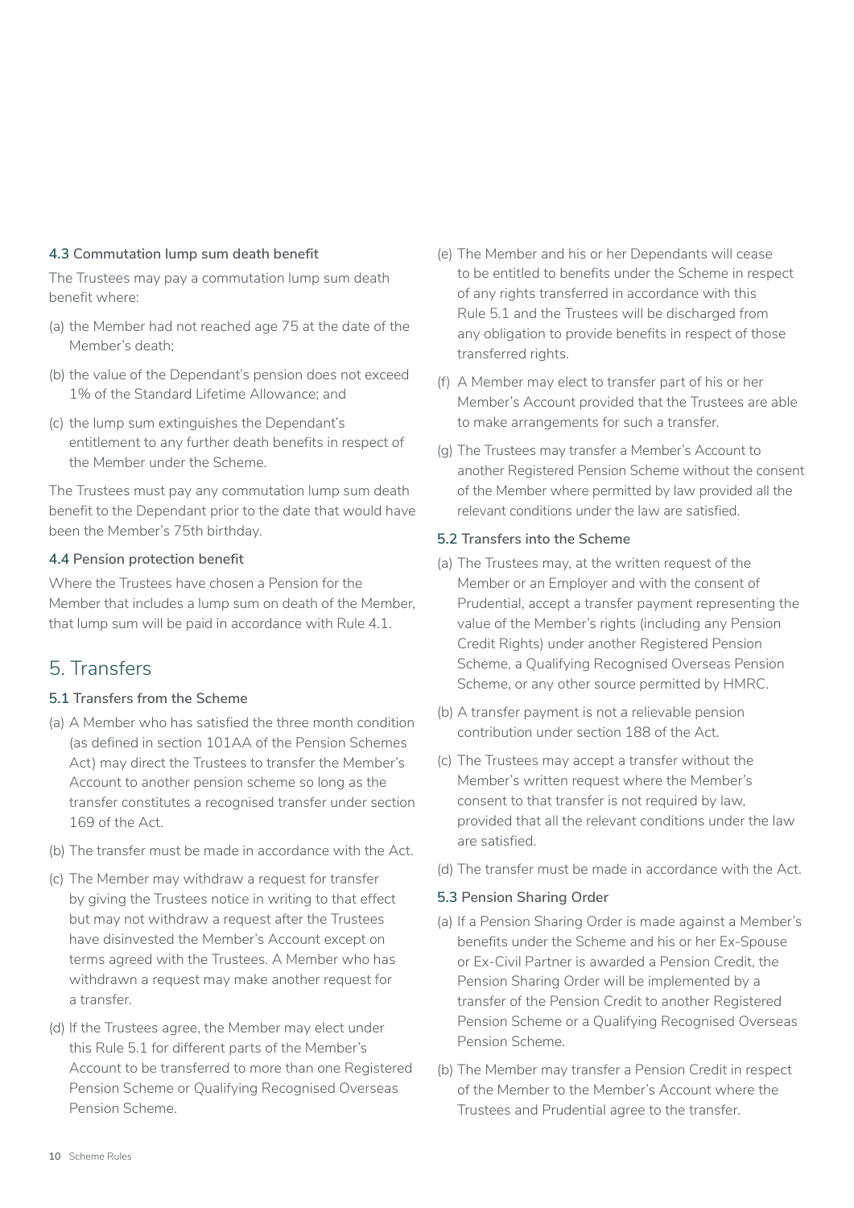### 4.3 Commutation lump sum death benefit

The Trustees may pay a commutation lump sum death benefit where:

(a) the Member had not reached age 75 at the date of the Member's death;

(b) the value of the Dependant's pension does not exceed 1% of the Standard Lifetime Allowance; and

(c) the lump sum extinguishes the Dependant's entitlement to any further death benefits in respect of the Member under the Scheme.

The Trustees must pay any commutation lump sum death benefit to the Dependant prior to the date that would have been the Member's 75th birthday.

### 4.4 Pension protection benefit

Where the Trustees have chosen a Pension for the Member that includes a lump sum on death of the Member, that lump sum will be paid in accordance with Rule 4.1.

## 5. Transfers

### 5.1 Transfers from the Scheme

(a) A Member who has satisfied the three month condition (as defined in section 101AA of the Pension Schemes Act) may direct the Trustees to transfer the Member's Account to another pension scheme so long as the transfer constitutes a recognised transfer under section 169 of the Act.

(b) The transfer must be made in accordance with the Act.

(c) The Member may withdraw a request for transfer by giving the Trustees notice in writing to that effect but may not withdraw a request after the Trustees have disinvested the Member's Account except on terms agreed with the Trustees. A Member who has withdrawn a request may make another request for a transfer.

(d) If the Trustees agree, the Member may elect under this Rule 5.1 for different parts of the Member's Account to be transferred to more than one Registered Pension Scheme or Qualifying Recognised Overseas Pension Scheme.

(e) The Member and his or her Dependants will cease to be entitled to benefits under the Scheme in respect of any rights transferred in accordance with this Rule 5.1 and the Trustees will be discharged from any obligation to provide benefits in respect of those transferred rights.

(f) A Member may elect to transfer part of his or her Member's Account provided that the Trustees are able to make arrangements for such a transfer.

(g) The Trustees may transfer a Member's Account to another Registered Pension Scheme without the consent of the Member where permitted by law provided all the relevant conditions under the law are satisfied.

### 5.2 Transfers into the Scheme

(a) The Trustees may, at the written request of the Member or an Employer and with the consent of Prudential, accept a transfer payment representing the value of the Member's rights (including any Pension Credit Rights) under another Registered Pension Scheme, a Qualifying Recognised Overseas Pension Scheme, or any other source permitted by HMRC.

(b) A transfer payment is not a relievable pension contribution under section 188 of the Act.

(c) The Trustees may accept a transfer without the Member's written request where the Member's consent to that transfer is not required by law, provided that all the relevant conditions under the law are satisfied.

(d) The transfer must be made in accordance with the Act.

### 5.3 Pension Sharing Order

(a) If a Pension Sharing Order is made against a Member's benefits under the Scheme and his or her Ex-Spouse or Ex-Civil Partner is awarded a Pension Credit, the Pension Sharing Order will be implemented by a transfer of the Pension Credit to another Registered Pension Scheme or a Qualifying Recognised Overseas Pension Scheme.

(b) The Member may transfer a Pension Credit in respect of the Member to the Member's Account where the Trustees and Prudential agree to the transfer.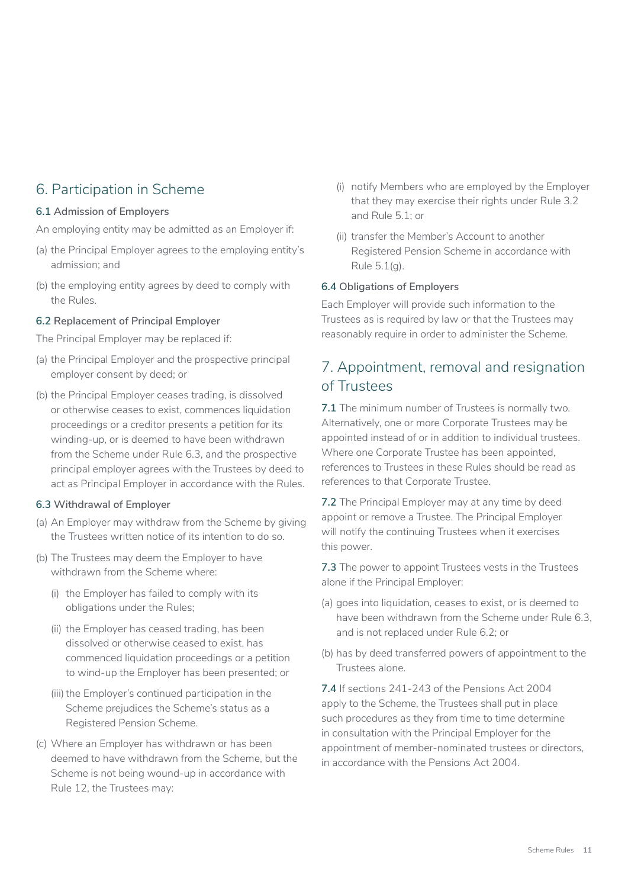## 6. Participation in Scheme

**6.1 Admission of Employers**

An employing entity may be admitted as an Employer if:

(a) the Principal Employer agrees to the employing entity's admission; and

(b) the employing entity agrees by deed to comply with the Rules.

**6.2 Replacement of Principal Employer**

The Principal Employer may be replaced if:

(a) the Principal Employer and the prospective principal employer consent by deed; or

(b) the Principal Employer ceases trading, is dissolved or otherwise ceases to exist, commences liquidation proceedings or a creditor presents a petition for its winding-up, or is deemed to have been withdrawn from the Scheme under Rule 6.3, and the prospective principal employer agrees with the Trustees by deed to act as Principal Employer in accordance with the Rules.

**6.3 Withdrawal of Employer**

(a) An Employer may withdraw from the Scheme by giving the Trustees written notice of its intention to do so.

(b) The Trustees may deem the Employer to have withdrawn from the Scheme where:

   (i) the Employer has failed to comply with its obligations under the Rules;

   (ii) the Employer has ceased trading, has been dissolved or otherwise ceased to exist, has commenced liquidation proceedings or a petition to wind-up the Employer has been presented; or

   (iii) the Employer's continued participation in the Scheme prejudices the Scheme's status as a Registered Pension Scheme.

(c) Where an Employer has withdrawn or has been deemed to have withdrawn from the Scheme, but the Scheme is not being wound-up in accordance with Rule 12, the Trustees may:

   (i) notify Members who are employed by the Employer that they may exercise their rights under Rule 3.2 and Rule 5.1; or

   (ii) transfer the Member's Account to another Registered Pension Scheme in accordance with Rule 5.1(g).

**6.4 Obligations of Employers**

Each Employer will provide such information to the Trustees as is required by law or that the Trustees may reasonably require in order to administer the Scheme.

## 7. Appointment, removal and resignation of Trustees

**7.1** The minimum number of Trustees is normally two. Alternatively, one or more Corporate Trustees may be appointed instead of or in addition to individual trustees. Where one Corporate Trustee has been appointed, references to Trustees in these Rules should be read as references to that Corporate Trustee.

**7.2** The Principal Employer may at any time by deed appoint or remove a Trustee. The Principal Employer will notify the continuing Trustees when it exercises this power.

**7.3** The power to appoint Trustees vests in the Trustees alone if the Principal Employer:

(a) goes into liquidation, ceases to exist, or is deemed to have been withdrawn from the Scheme under Rule 6.3, and is not replaced under Rule 6.2; or

(b) has by deed transferred powers of appointment to the Trustees alone.

**7.4** If sections 241-243 of the Pensions Act 2004 apply to the Scheme, the Trustees shall put in place such procedures as they from time to time determine in consultation with the Principal Employer for the appointment of member-nominated trustees or directors, in accordance with the Pensions Act 2004.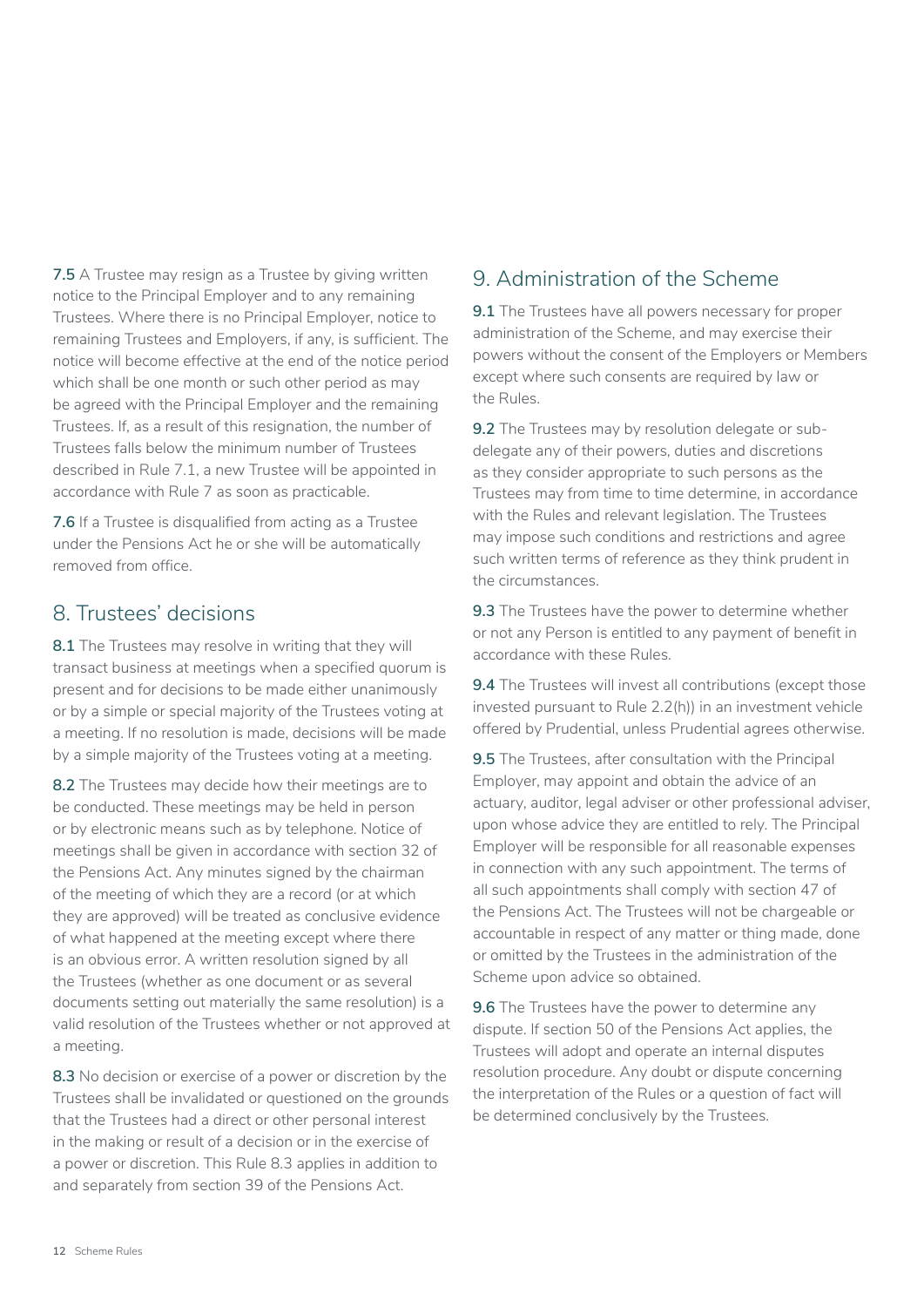**7.5** A Trustee may resign as a Trustee by giving written notice to the Principal Employer and to any remaining Trustees. Where there is no Principal Employer, notice to remaining Trustees and Employers, if any, is sufficient. The notice will become effective at the end of the notice period which shall be one month or such other period as may be agreed with the Principal Employer and the remaining Trustees. If, as a result of this resignation, the number of Trustees falls below the minimum number of Trustees described in Rule 7.1, a new Trustee will be appointed in accordance with Rule 7 as soon as practicable.

**7.6** If a Trustee is disqualified from acting as a Trustee under the Pensions Act he or she will be automatically removed from office.

## 8. Trustees' decisions

**8.1** The Trustees may resolve in writing that they will transact business at meetings when a specified quorum is present and for decisions to be made either unanimously or by a simple or special majority of the Trustees voting at a meeting. If no resolution is made, decisions will be made by a simple majority of the Trustees voting at a meeting.

**8.2** The Trustees may decide how their meetings are to be conducted. These meetings may be held in person or by electronic means such as by telephone. Notice of meetings shall be given in accordance with section 32 of the Pensions Act. Any minutes signed by the chairman of the meeting of which they are a record (or at which they are approved) will be treated as conclusive evidence of what happened at the meeting except where there is an obvious error. A written resolution signed by all the Trustees (whether as one document or as several documents setting out materially the same resolution) is a valid resolution of the Trustees whether or not approved at a meeting.

**8.3** No decision or exercise of a power or discretion by the Trustees shall be invalidated or questioned on the grounds that the Trustees had a direct or other personal interest in the making or result of a decision or in the exercise of a power or discretion. This Rule 8.3 applies in addition to and separately from section 39 of the Pensions Act.

## 9. Administration of the Scheme

**9.1** The Trustees have all powers necessary for proper administration of the Scheme, and may exercise their powers without the consent of the Employers or Members except where such consents are required by law or the Rules.

**9.2** The Trustees may by resolution delegate or sub-delegate any of their powers, duties and discretions as they consider appropriate to such persons as the Trustees may from time to time determine, in accordance with the Rules and relevant legislation. The Trustees may impose such conditions and restrictions and agree such written terms of reference as they think prudent in the circumstances.

**9.3** The Trustees have the power to determine whether or not any Person is entitled to any payment of benefit in accordance with these Rules.

**9.4** The Trustees will invest all contributions (except those invested pursuant to Rule 2.2(h)) in an investment vehicle offered by Prudential, unless Prudential agrees otherwise.

**9.5** The Trustees, after consultation with the Principal Employer, may appoint and obtain the advice of an actuary, auditor, legal adviser or other professional adviser, upon whose advice they are entitled to rely. The Principal Employer will be responsible for all reasonable expenses in connection with any such appointment. The terms of all such appointments shall comply with section 47 of the Pensions Act. The Trustees will not be chargeable or accountable in respect of any matter or thing made, done or omitted by the Trustees in the administration of the Scheme upon advice so obtained.

**9.6** The Trustees have the power to determine any dispute. If section 50 of the Pensions Act applies, the Trustees will adopt and operate an internal disputes resolution procedure. Any doubt or dispute concerning the interpretation of the Rules or a question of fact will be determined conclusively by the Trustees.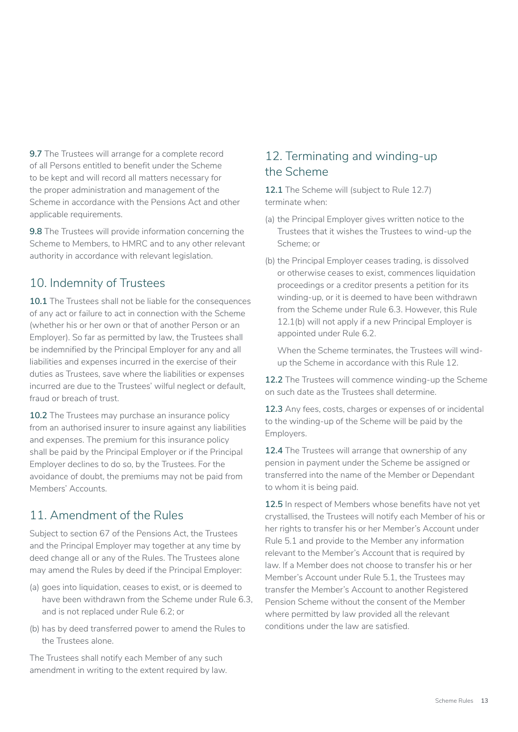**9.7** The Trustees will arrange for a complete record of all Persons entitled to benefit under the Scheme to be kept and will record all matters necessary for the proper administration and management of the Scheme in accordance with the Pensions Act and other applicable requirements.

**9.8** The Trustees will provide information concerning the Scheme to Members, to HMRC and to any other relevant authority in accordance with relevant legislation.

## 10. Indemnity of Trustees

**10.1** The Trustees shall not be liable for the consequences of any act or failure to act in connection with the Scheme (whether his or her own or that of another Person or an Employer). So far as permitted by law, the Trustees shall be indemnified by the Principal Employer for any and all liabilities and expenses incurred in the exercise of their duties as Trustees, save where the liabilities or expenses incurred are due to the Trustees' wilful neglect or default, fraud or breach of trust.

**10.2** The Trustees may purchase an insurance policy from an authorised insurer to insure against any liabilities and expenses. The premium for this insurance policy shall be paid by the Principal Employer or if the Principal Employer declines to do so, by the Trustees. For the avoidance of doubt, the premiums may not be paid from Members' Accounts.

## 11. Amendment of the Rules

Subject to section 67 of the Pensions Act, the Trustees and the Principal Employer may together at any time by deed change all or any of the Rules. The Trustees alone may amend the Rules by deed if the Principal Employer:

(a) goes into liquidation, ceases to exist, or is deemed to have been withdrawn from the Scheme under Rule 6.3, and is not replaced under Rule 6.2; or

(b) has by deed transferred power to amend the Rules to the Trustees alone.

The Trustees shall notify each Member of any such amendment in writing to the extent required by law.

## 12. Terminating and winding-up the Scheme

**12.1** The Scheme will (subject to Rule 12.7) terminate when:

(a) the Principal Employer gives written notice to the Trustees that it wishes the Trustees to wind-up the Scheme; or

(b) the Principal Employer ceases trading, is dissolved or otherwise ceases to exist, commences liquidation proceedings or a creditor presents a petition for its winding-up, or it is deemed to have been withdrawn from the Scheme under Rule 6.3. However, this Rule 12.1(b) will not apply if a new Principal Employer is appointed under Rule 6.2.

When the Scheme terminates, the Trustees will wind-up the Scheme in accordance with this Rule 12.

**12.2** The Trustees will commence winding-up the Scheme on such date as the Trustees shall determine.

**12.3** Any fees, costs, charges or expenses of or incidental to the winding-up of the Scheme will be paid by the Employers.

**12.4** The Trustees will arrange that ownership of any pension in payment under the Scheme be assigned or transferred into the name of the Member or Dependant to whom it is being paid.

**12.5** In respect of Members whose benefits have not yet crystallised, the Trustees will notify each Member of his or her rights to transfer his or her Member's Account under Rule 5.1 and provide to the Member any information relevant to the Member's Account that is required by law. If a Member does not choose to transfer his or her Member's Account under Rule 5.1, the Trustees may transfer the Member's Account to another Registered Pension Scheme without the consent of the Member where permitted by law provided all the relevant conditions under the law are satisfied.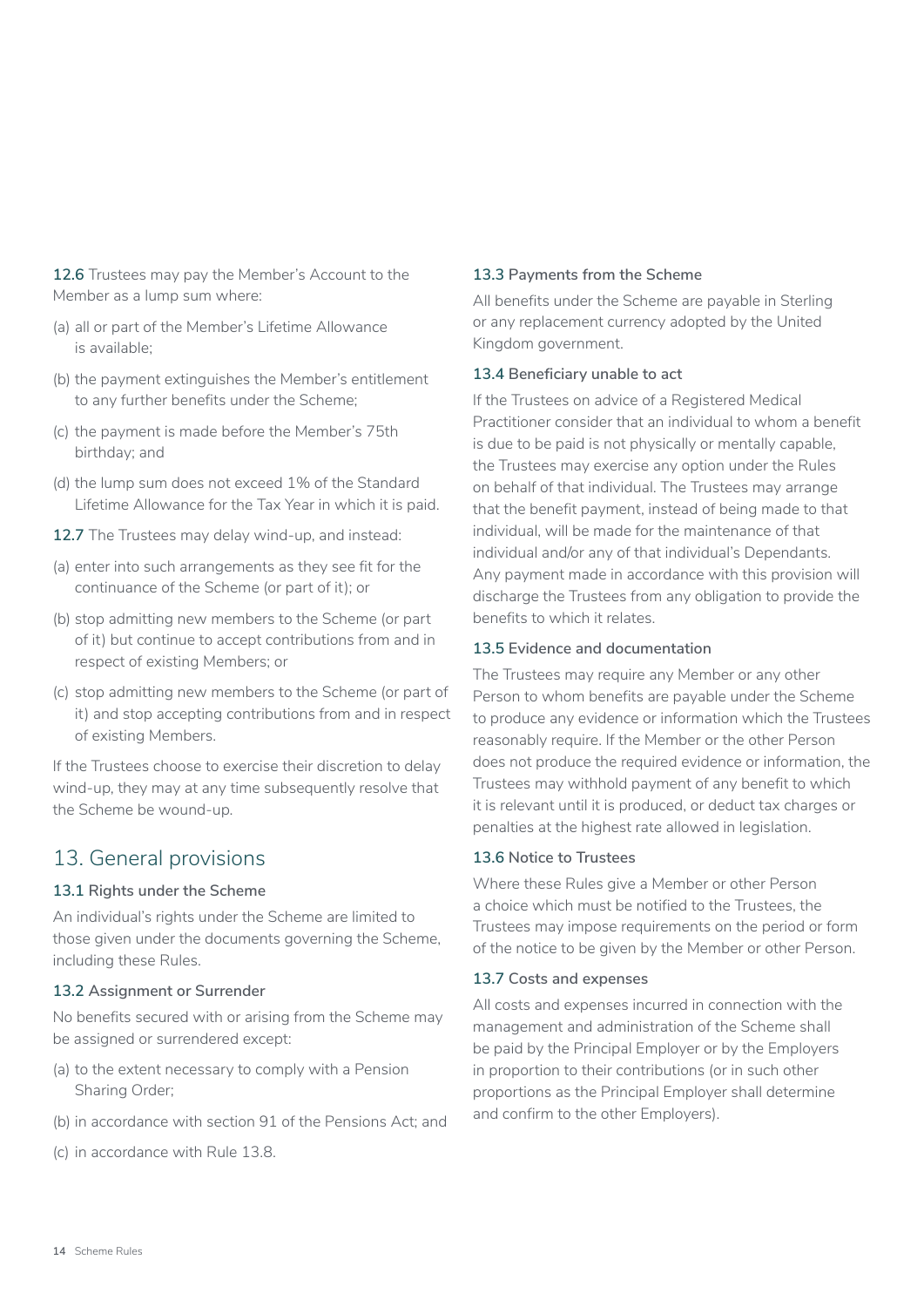**12.6** Trustees may pay the Member's Account to the Member as a lump sum where:

(a) all or part of the Member's Lifetime Allowance is available;

(b) the payment extinguishes the Member's entitlement to any further benefits under the Scheme;

(c) the payment is made before the Member's 75th birthday; and

(d) the lump sum does not exceed 1% of the Standard Lifetime Allowance for the Tax Year in which it is paid.

**12.7** The Trustees may delay wind-up, and instead:

(a) enter into such arrangements as they see fit for the continuance of the Scheme (or part of it); or

(b) stop admitting new members to the Scheme (or part of it) but continue to accept contributions from and in respect of existing Members; or

(c) stop admitting new members to the Scheme (or part of it) and stop accepting contributions from and in respect of existing Members.

If the Trustees choose to exercise their discretion to delay wind-up, they may at any time subsequently resolve that the Scheme be wound-up.

## 13. General provisions

### 13.1 Rights under the Scheme

An individual's rights under the Scheme are limited to those given under the documents governing the Scheme, including these Rules.

### 13.2 Assignment or Surrender

No benefits secured with or arising from the Scheme may be assigned or surrendered except:

(a) to the extent necessary to comply with a Pension Sharing Order;

(b) in accordance with section 91 of the Pensions Act; and

(c) in accordance with Rule 13.8.

### 13.3 Payments from the Scheme

All benefits under the Scheme are payable in Sterling or any replacement currency adopted by the United Kingdom government.

### 13.4 Beneficiary unable to act

If the Trustees on advice of a Registered Medical Practitioner consider that an individual to whom a benefit is due to be paid is not physically or mentally capable, the Trustees may exercise any option under the Rules on behalf of that individual. The Trustees may arrange that the benefit payment, instead of being made to that individual, will be made for the maintenance of that individual and/or any of that individual's Dependants. Any payment made in accordance with this provision will discharge the Trustees from any obligation to provide the benefits to which it relates.

### 13.5 Evidence and documentation

The Trustees may require any Member or any other Person to whom benefits are payable under the Scheme to produce any evidence or information which the Trustees reasonably require. If the Member or the other Person does not produce the required evidence or information, the Trustees may withhold payment of any benefit to which it is relevant until it is produced, or deduct tax charges or penalties at the highest rate allowed in legislation.

### 13.6 Notice to Trustees

Where these Rules give a Member or other Person a choice which must be notified to the Trustees, the Trustees may impose requirements on the period or form of the notice to be given by the Member or other Person.

### 13.7 Costs and expenses

All costs and expenses incurred in connection with the management and administration of the Scheme shall be paid by the Principal Employer or by the Employers in proportion to their contributions (or in such other proportions as the Principal Employer shall determine and confirm to the other Employers).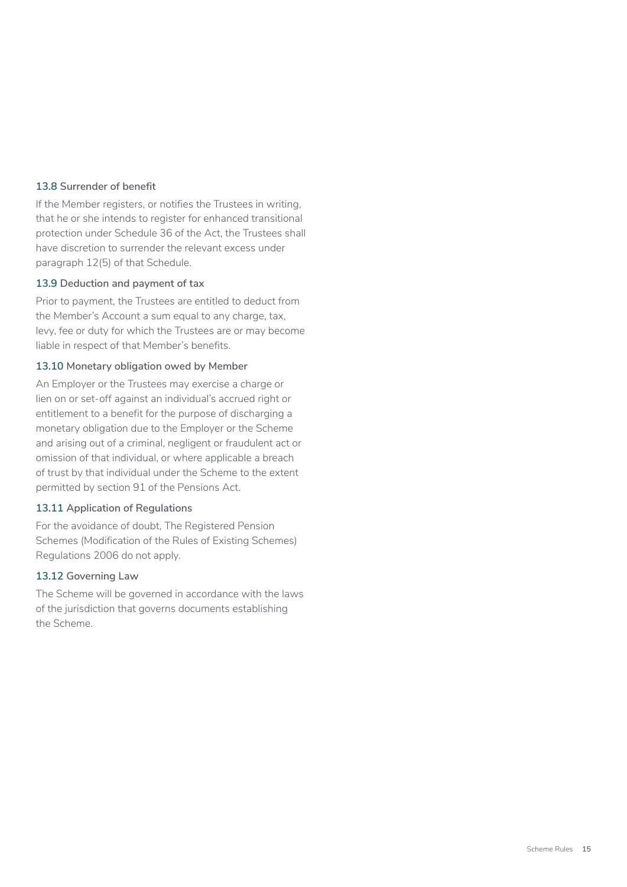### 13.8 Surrender of benefit

If the Member registers, or notifies the Trustees in writing, that he or she intends to register for enhanced transitional protection under Schedule 36 of the Act, the Trustees shall have discretion to surrender the relevant excess under paragraph 12(5) of that Schedule.

### 13.9 Deduction and payment of tax

Prior to payment, the Trustees are entitled to deduct from the Member's Account a sum equal to any charge, tax, levy, fee or duty for which the Trustees are or may become liable in respect of that Member's benefits.

### 13.10 Monetary obligation owed by Member

An Employer or the Trustees may exercise a charge or lien on or set-off against an individual's accrued right or entitlement to a benefit for the purpose of discharging a monetary obligation due to the Employer or the Scheme and arising out of a criminal, negligent or fraudulent act or omission of that individual, or where applicable a breach of trust by that individual under the Scheme to the extent permitted by section 91 of the Pensions Act.

### 13.11 Application of Regulations

For the avoidance of doubt, The Registered Pension Schemes (Modification of the Rules of Existing Schemes) Regulations 2006 do not apply.

### 13.12 Governing Law

The Scheme will be governed in accordance with the laws of the jurisdiction that governs documents establishing the Scheme.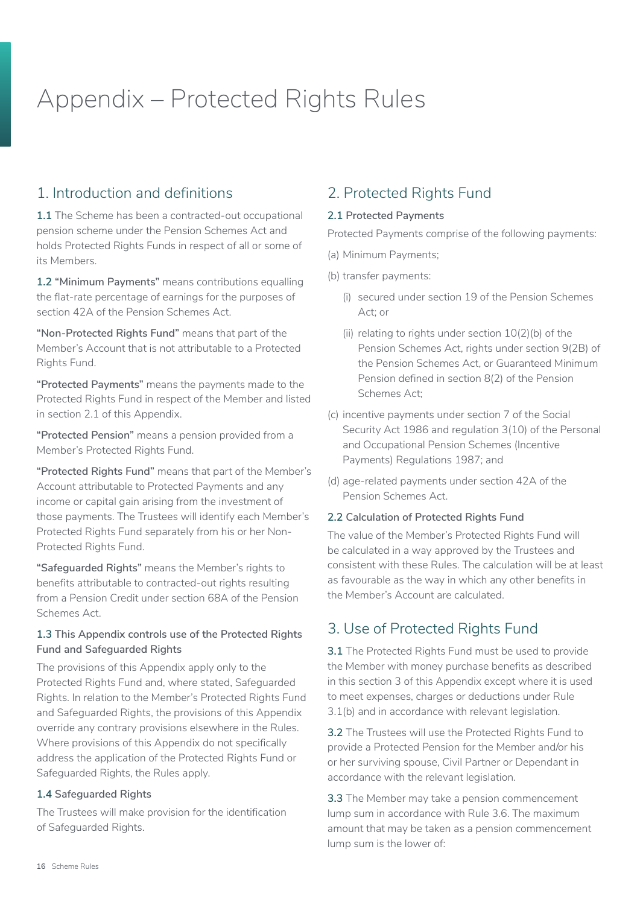# Appendix – Protected Rights Rules

## 1. Introduction and definitions

**1.1** The Scheme has been a contracted-out occupational pension scheme under the Pension Schemes Act and holds Protected Rights Funds in respect of all or some of its Members.

**1.2 "Minimum Payments"** means contributions equalling the flat-rate percentage of earnings for the purposes of section 42A of the Pension Schemes Act.

**"Non-Protected Rights Fund"** means that part of the Member's Account that is not attributable to a Protected Rights Fund.

**"Protected Payments"** means the payments made to the Protected Rights Fund in respect of the Member and listed in section 2.1 of this Appendix.

**"Protected Pension"** means a pension provided from a Member's Protected Rights Fund.

**"Protected Rights Fund"** means that part of the Member's Account attributable to Protected Payments and any income or capital gain arising from the investment of those payments. The Trustees will identify each Member's Protected Rights Fund separately from his or her Non-Protected Rights Fund.

**"Safeguarded Rights"** means the Member's rights to benefits attributable to contracted-out rights resulting from a Pension Credit under section 68A of the Pension Schemes Act.

### 1.3 This Appendix controls use of the Protected Rights Fund and Safeguarded Rights

The provisions of this Appendix apply only to the Protected Rights Fund and, where stated, Safeguarded Rights. In relation to the Member's Protected Rights Fund and Safeguarded Rights, the provisions of this Appendix override any contrary provisions elsewhere in the Rules. Where provisions of this Appendix do not specifically address the application of the Protected Rights Fund or Safeguarded Rights, the Rules apply.

### 1.4 Safeguarded Rights

The Trustees will make provision for the identification of Safeguarded Rights.

## 2. Protected Rights Fund

### 2.1 Protected Payments

Protected Payments comprise of the following payments:

(a) Minimum Payments;

(b) transfer payments:

- (i) secured under section 19 of the Pension Schemes Act; or
- (ii) relating to rights under section 10(2)(b) of the Pension Schemes Act, rights under section 9(2B) of the Pension Schemes Act, or Guaranteed Minimum Pension defined in section 8(2) of the Pension Schemes Act;

(c) incentive payments under section 7 of the Social Security Act 1986 and regulation 3(10) of the Personal and Occupational Pension Schemes (Incentive Payments) Regulations 1987; and

(d) age-related payments under section 42A of the Pension Schemes Act.

### 2.2 Calculation of Protected Rights Fund

The value of the Member's Protected Rights Fund will be calculated in a way approved by the Trustees and consistent with these Rules. The calculation will be at least as favourable as the way in which any other benefits in the Member's Account are calculated.

## 3. Use of Protected Rights Fund

**3.1** The Protected Rights Fund must be used to provide the Member with money purchase benefits as described in this section 3 of this Appendix except where it is used to meet expenses, charges or deductions under Rule 3.1(b) and in accordance with relevant legislation.

**3.2** The Trustees will use the Protected Rights Fund to provide a Protected Pension for the Member and/or his or her surviving spouse, Civil Partner or Dependant in accordance with the relevant legislation.

**3.3** The Member may take a pension commencement lump sum in accordance with Rule 3.6. The maximum amount that may be taken as a pension commencement lump sum is the lower of: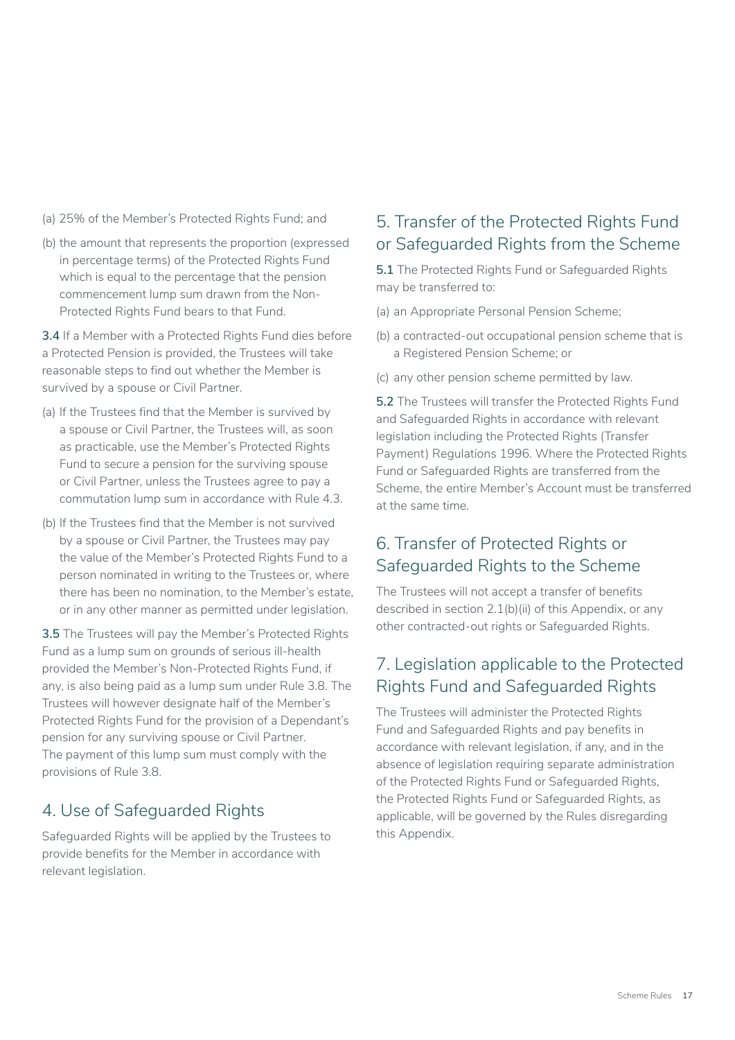(a) 25% of the Member's Protected Rights Fund; and

(b) the amount that represents the proportion (expressed in percentage terms) of the Protected Rights Fund which is equal to the percentage that the pension commencement lump sum drawn from the Non-Protected Rights Fund bears to that Fund.

**3.4** If a Member with a Protected Rights Fund dies before a Protected Pension is provided, the Trustees will take reasonable steps to find out whether the Member is survived by a spouse or Civil Partner.

(a) If the Trustees find that the Member is survived by a spouse or Civil Partner, the Trustees will, as soon as practicable, use the Member's Protected Rights Fund to secure a pension for the surviving spouse or Civil Partner, unless the Trustees agree to pay a commutation lump sum in accordance with Rule 4.3.

(b) If the Trustees find that the Member is not survived by a spouse or Civil Partner, the Trustees may pay the value of the Member's Protected Rights Fund to a person nominated in writing to the Trustees or, where there has been no nomination, to the Member's estate, or in any other manner as permitted under legislation.

**3.5** The Trustees will pay the Member's Protected Rights Fund as a lump sum on grounds of serious ill-health provided the Member's Non-Protected Rights Fund, if any, is also being paid as a lump sum under Rule 3.8. The Trustees will however designate half of the Member's Protected Rights Fund for the provision of a Dependant's pension for any surviving spouse or Civil Partner. The payment of this lump sum must comply with the provisions of Rule 3.8.

## 4. Use of Safeguarded Rights

Safeguarded Rights will be applied by the Trustees to provide benefits for the Member in accordance with relevant legislation.

## 5. Transfer of the Protected Rights Fund or Safeguarded Rights from the Scheme

**5.1** The Protected Rights Fund or Safeguarded Rights may be transferred to:

(a) an Appropriate Personal Pension Scheme;

(b) a contracted-out occupational pension scheme that is a Registered Pension Scheme; or

(c) any other pension scheme permitted by law.

**5.2** The Trustees will transfer the Protected Rights Fund and Safeguarded Rights in accordance with relevant legislation including the Protected Rights (Transfer Payment) Regulations 1996. Where the Protected Rights Fund or Safeguarded Rights are transferred from the Scheme, the entire Member's Account must be transferred at the same time.

## 6. Transfer of Protected Rights or Safeguarded Rights to the Scheme

The Trustees will not accept a transfer of benefits described in section 2.1(b)(ii) of this Appendix, or any other contracted-out rights or Safeguarded Rights.

## 7. Legislation applicable to the Protected Rights Fund and Safeguarded Rights

The Trustees will administer the Protected Rights Fund and Safeguarded Rights and pay benefits in accordance with relevant legislation, if any, and in the absence of legislation requiring separate administration of the Protected Rights Fund or Safeguarded Rights, the Protected Rights Fund or Safeguarded Rights, as applicable, will be governed by the Rules disregarding this Appendix.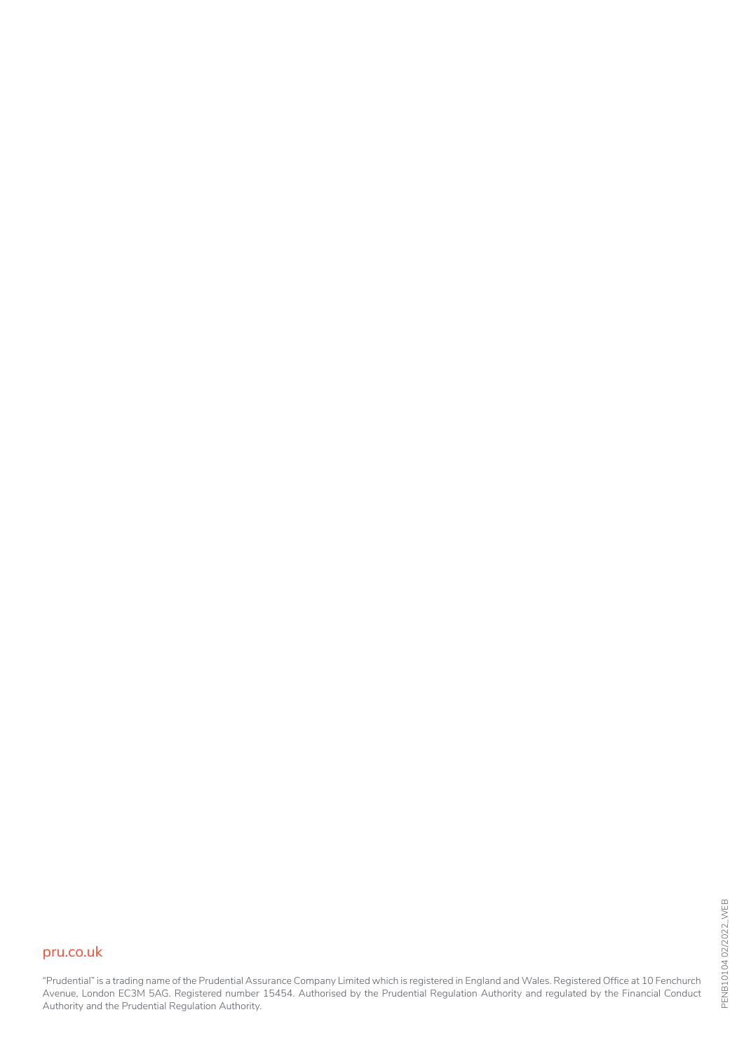pru.co.uk

"Prudential" is a trading name of the Prudential Assurance Company Limited which is registered in England and Wales. Registered Office at 10 Fenchurch Avenue, London EC3M 5AG. Registered number 15454. Authorised by the Prudential Regulation Authority and regulated by the Financial Conduct Authority and the Prudential Regulation Authority.

PENB10104 02/2022_WEB